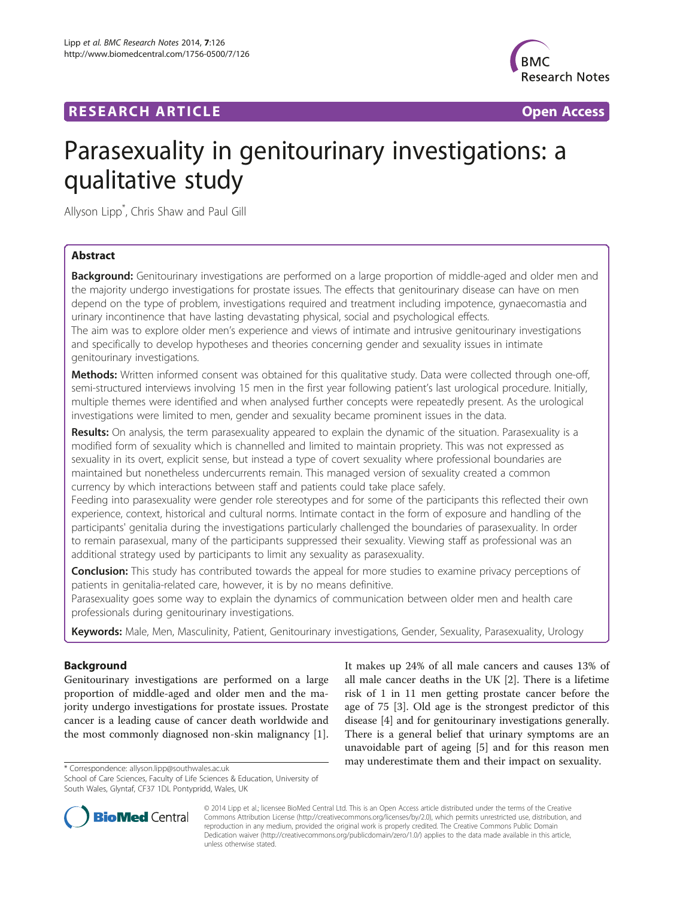**RESEARCH ARTICLE** **Open Access**

# Parasexuality in genitourinary investigations: a qualitative study

Allyson Lipp*, Chris Shaw and Paul Gill

## Abstract

**Background:** Genitourinary investigations are performed on a large proportion of middle-aged and older men and the majority undergo investigations for prostate issues. The effects that genitourinary disease can have on men depend on the type of problem, investigations required and treatment including impotence, gynaecomastia and urinary incontinence that have lasting devastating physical, social and psychological effects.

The aim was to explore older men's experience and views of intimate and intrusive genitourinary investigations and specifically to develop hypotheses and theories concerning gender and sexuality issues in intimate genitourinary investigations.

**Methods:** Written informed consent was obtained for this qualitative study. Data were collected through one-off, semi-structured interviews involving 15 men in the first year following patient's last urological procedure. Initially, multiple themes were identified and when analysed further concepts were repeatedly present. As the urological investigations were limited to men, gender and sexuality became prominent issues in the data.

**Results:** On analysis, the term parasexuality appeared to explain the dynamic of the situation. Parasexuality is a modified form of sexuality which is channelled and limited to maintain propriety. This was not expressed as sexuality in its overt, explicit sense, but instead a type of covert sexuality where professional boundaries are maintained but nonetheless undercurrents remain. This managed version of sexuality created a common currency by which interactions between staff and patients could take place safely.

Feeding into parasexuality were gender role stereotypes and for some of the participants this reflected their own experience, context, historical and cultural norms. Intimate contact in the form of exposure and handling of the participants' genitalia during the investigations particularly challenged the boundaries of parasexuality. In order to remain parasexual, many of the participants suppressed their sexuality. Viewing staff as professional was an additional strategy used by participants to limit any sexuality as parasexuality.

**Conclusion:** This study has contributed towards the appeal for more studies to examine privacy perceptions of patients in genitalia-related care, however, it is by no means definitive.

Parasexuality goes some way to explain the dynamics of communication between older men and health care professionals during genitourinary investigations.

**Keywords:** Male, Men, Masculinity, Patient, Genitourinary investigations, Gender, Sexuality, Parasexuality, Urology

## Background

Genitourinary investigations are performed on a large proportion of middle-aged and older men and the majority undergo investigations for prostate issues. Prostate cancer is a leading cause of cancer death worldwide and the most commonly diagnosed non-skin malignancy [1]. It makes up 24% of all male cancers and causes 13% of all male cancer deaths in the UK [2]. There is a lifetime risk of 1 in 11 men getting prostate cancer before the age of 75 [3]. Old age is the strongest predictor of this disease [4] and for genitourinary investigations generally. There is a general belief that urinary symptoms are an unavoidable part of ageing [5] and for this reason men may underestimate them and their impact on sexuality.

\* Correspondence: allyson.lipp@southwales.ac.uk
School of Care Sciences, Faculty of Life Sciences & Education, University of South Wales, Glyntaf, CF37 1DL Pontypridd, Wales, UK

© 2014 Lipp et al.; licensee BioMed Central Ltd. This is an Open Access article distributed under the terms of the Creative Commons Attribution License (http://creativecommons.org/licenses/by/2.0), which permits unrestricted use, distribution, and reproduction in any medium, provided the original work is properly credited. The Creative Commons Public Domain Dedication waiver (http://creativecommons.org/publicdomain/zero/1.0/) applies to the data made available in this article, unless otherwise stated.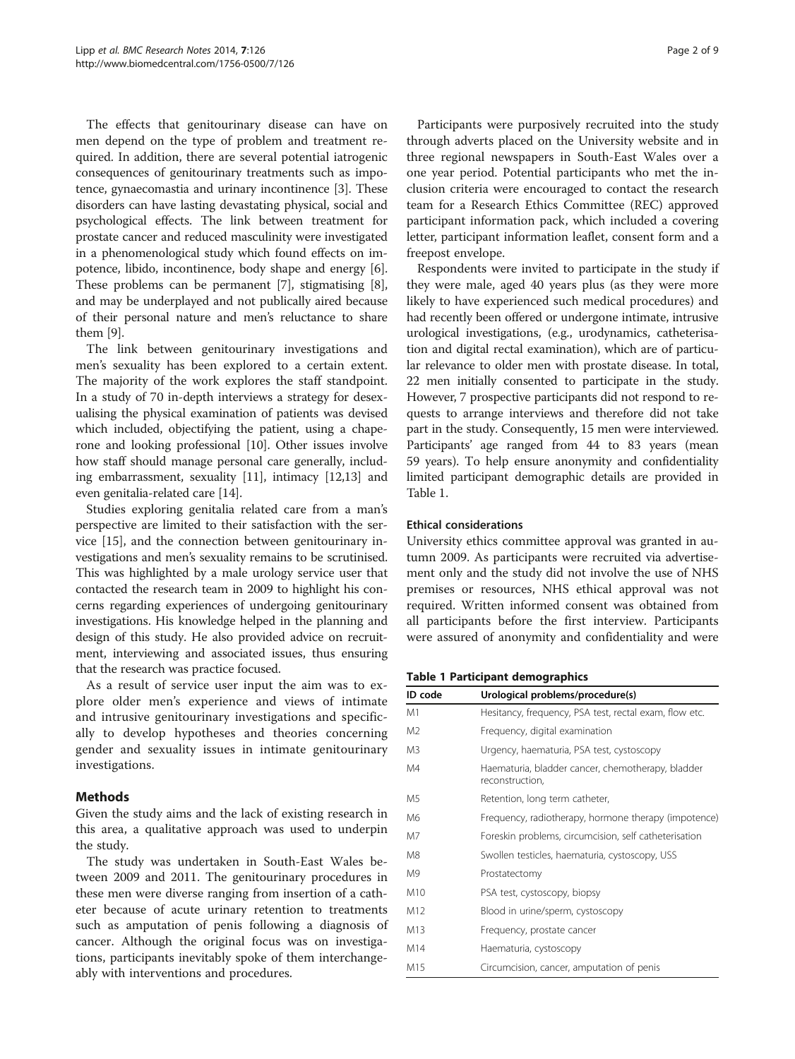The effects that genitourinary disease can have on men depend on the type of problem and treatment required. In addition, there are several potential iatrogenic consequences of genitourinary treatments such as impotence, gynaecomastia and urinary incontinence [3]. These disorders can have lasting devastating physical, social and psychological effects. The link between treatment for prostate cancer and reduced masculinity were investigated in a phenomenological study which found effects on impotence, libido, incontinence, body shape and energy [6]. These problems can be permanent [7], stigmatising [8], and may be underplayed and not publically aired because of their personal nature and men's reluctance to share them [9].

The link between genitourinary investigations and men's sexuality has been explored to a certain extent. The majority of the work explores the staff standpoint. In a study of 70 in-depth interviews a strategy for desexualising the physical examination of patients was devised which included, objectifying the patient, using a chaperone and looking professional [10]. Other issues involve how staff should manage personal care generally, including embarrassment, sexuality [11], intimacy [12,13] and even genitalia-related care [14].

Studies exploring genitalia related care from a man's perspective are limited to their satisfaction with the service [15], and the connection between genitourinary investigations and men's sexuality remains to be scrutinised. This was highlighted by a male urology service user that contacted the research team in 2009 to highlight his concerns regarding experiences of undergoing genitourinary investigations. His knowledge helped in the planning and design of this study. He also provided advice on recruitment, interviewing and associated issues, thus ensuring that the research was practice focused.

As a result of service user input the aim was to explore older men's experience and views of intimate and intrusive genitourinary investigations and specifically to develop hypotheses and theories concerning gender and sexuality issues in intimate genitourinary investigations.

## Methods

Given the study aims and the lack of existing research in this area, a qualitative approach was used to underpin the study.

The study was undertaken in South-East Wales between 2009 and 2011. The genitourinary procedures in these men were diverse ranging from insertion of a catheter because of acute urinary retention to treatments such as amputation of penis following a diagnosis of cancer. Although the original focus was on investigations, participants inevitably spoke of them interchangeably with interventions and procedures.

Participants were purposively recruited into the study through adverts placed on the University website and in three regional newspapers in South-East Wales over a one year period. Potential participants who met the inclusion criteria were encouraged to contact the research team for a Research Ethics Committee (REC) approved participant information pack, which included a covering letter, participant information leaflet, consent form and a freepost envelope.

Respondents were invited to participate in the study if they were male, aged 40 years plus (as they were more likely to have experienced such medical procedures) and had recently been offered or undergone intimate, intrusive urological investigations, (e.g., urodynamics, catheterisation and digital rectal examination), which are of particular relevance to older men with prostate disease. In total, 22 men initially consented to participate in the study. However, 7 prospective participants did not respond to requests to arrange interviews and therefore did not take part in the study. Consequently, 15 men were interviewed. Participants' age ranged from 44 to 83 years (mean 59 years). To help ensure anonymity and confidentiality limited participant demographic details are provided in Table 1.

### Ethical considerations

University ethics committee approval was granted in autumn 2009. As participants were recruited via advertisement only and the study did not involve the use of NHS premises or resources, NHS ethical approval was not required. Written informed consent was obtained from all participants before the first interview. Participants were assured of anonymity and confidentiality and were

**Table 1 Participant demographics**

| ID code | Urological problems/procedure(s) |
|---|---|
| M1 | Hesitancy, frequency, PSA test, rectal exam, flow etc. |
| M2 | Frequency, digital examination |
| M3 | Urgency, haematuria, PSA test, cystoscopy |
| M4 | Haematuria, bladder cancer, chemotherapy, bladder reconstruction, |
| M5 | Retention, long term catheter, |
| M6 | Frequency, radiotherapy, hormone therapy (impotence) |
| M7 | Foreskin problems, circumcision, self catheterisation |
| M8 | Swollen testicles, haematuria, cystoscopy, USS |
| M9 | Prostatectomy |
| M10 | PSA test, cystoscopy, biopsy |
| M12 | Blood in urine/sperm, cystoscopy |
| M13 | Frequency, prostate cancer |
| M14 | Haematuria, cystoscopy |
| M15 | Circumcision, cancer, amputation of penis |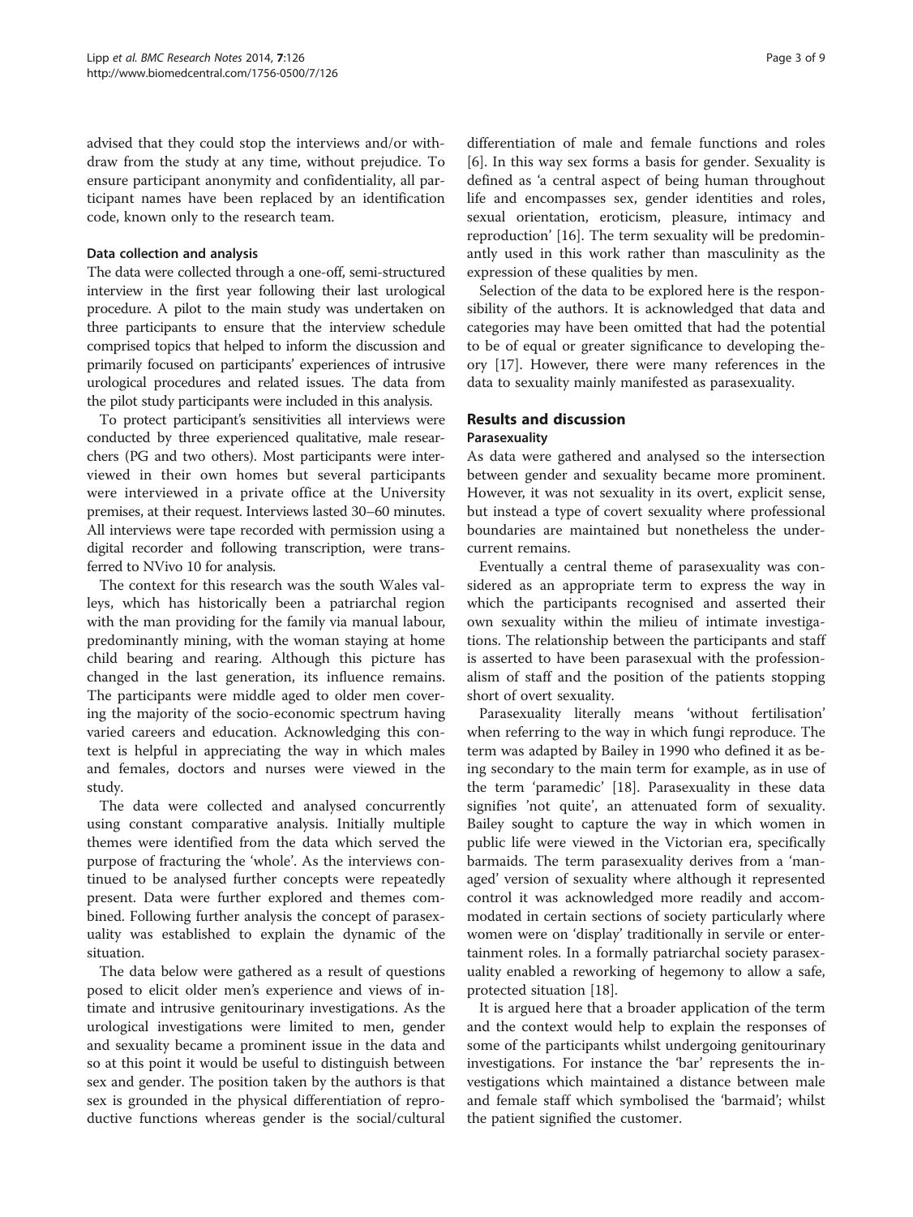advised that they could stop the interviews and/or withdraw from the study at any time, without prejudice. To ensure participant anonymity and confidentiality, all participant names have been replaced by an identification code, known only to the research team.

### Data collection and analysis

The data were collected through a one-off, semi-structured interview in the first year following their last urological procedure. A pilot to the main study was undertaken on three participants to ensure that the interview schedule comprised topics that helped to inform the discussion and primarily focused on participants' experiences of intrusive urological procedures and related issues. The data from the pilot study participants were included in this analysis.

To protect participant's sensitivities all interviews were conducted by three experienced qualitative, male researchers (PG and two others). Most participants were interviewed in their own homes but several participants were interviewed in a private office at the University premises, at their request. Interviews lasted 30–60 minutes. All interviews were tape recorded with permission using a digital recorder and following transcription, were transferred to NVivo 10 for analysis.

The context for this research was the south Wales valleys, which has historically been a patriarchal region with the man providing for the family via manual labour, predominantly mining, with the woman staying at home child bearing and rearing. Although this picture has changed in the last generation, its influence remains. The participants were middle aged to older men covering the majority of the socio-economic spectrum having varied careers and education. Acknowledging this context is helpful in appreciating the way in which males and females, doctors and nurses were viewed in the study.

The data were collected and analysed concurrently using constant comparative analysis. Initially multiple themes were identified from the data which served the purpose of fracturing the 'whole'. As the interviews continued to be analysed further concepts were repeatedly present. Data were further explored and themes combined. Following further analysis the concept of parasexuality was established to explain the dynamic of the situation.

The data below were gathered as a result of questions posed to elicit older men's experience and views of intimate and intrusive genitourinary investigations. As the urological investigations were limited to men, gender and sexuality became a prominent issue in the data and so at this point it would be useful to distinguish between sex and gender. The position taken by the authors is that sex is grounded in the physical differentiation of reproductive functions whereas gender is the social/cultural differentiation of male and female functions and roles [6]. In this way sex forms a basis for gender. Sexuality is defined as 'a central aspect of being human throughout life and encompasses sex, gender identities and roles, sexual orientation, eroticism, pleasure, intimacy and reproduction' [16]. The term sexuality will be predominantly used in this work rather than masculinity as the expression of these qualities by men.

Selection of the data to be explored here is the responsibility of the authors. It is acknowledged that data and categories may have been omitted that had the potential to be of equal or greater significance to developing theory [17]. However, there were many references in the data to sexuality mainly manifested as parasexuality.

## Results and discussion

### Parasexuality

As data were gathered and analysed so the intersection between gender and sexuality became more prominent. However, it was not sexuality in its overt, explicit sense, but instead a type of covert sexuality where professional boundaries are maintained but nonetheless the undercurrent remains.

Eventually a central theme of parasexuality was considered as an appropriate term to express the way in which the participants recognised and asserted their own sexuality within the milieu of intimate investigations. The relationship between the participants and staff is asserted to have been parasexual with the professionalism of staff and the position of the patients stopping short of overt sexuality.

Parasexuality literally means 'without fertilisation' when referring to the way in which fungi reproduce. The term was adapted by Bailey in 1990 who defined it as being secondary to the main term for example, as in use of the term 'paramedic' [18]. Parasexuality in these data signifies 'not quite', an attenuated form of sexuality. Bailey sought to capture the way in which women in public life were viewed in the Victorian era, specifically barmaids. The term parasexuality derives from a 'managed' version of sexuality where although it represented control it was acknowledged more readily and accommodated in certain sections of society particularly where women were on 'display' traditionally in servile or entertainment roles. In a formally patriarchal society parasexuality enabled a reworking of hegemony to allow a safe, protected situation [18].

It is argued here that a broader application of the term and the context would help to explain the responses of some of the participants whilst undergoing genitourinary investigations. For instance the 'bar' represents the investigations which maintained a distance between male and female staff which symbolised the 'barmaid'; whilst the patient signified the customer.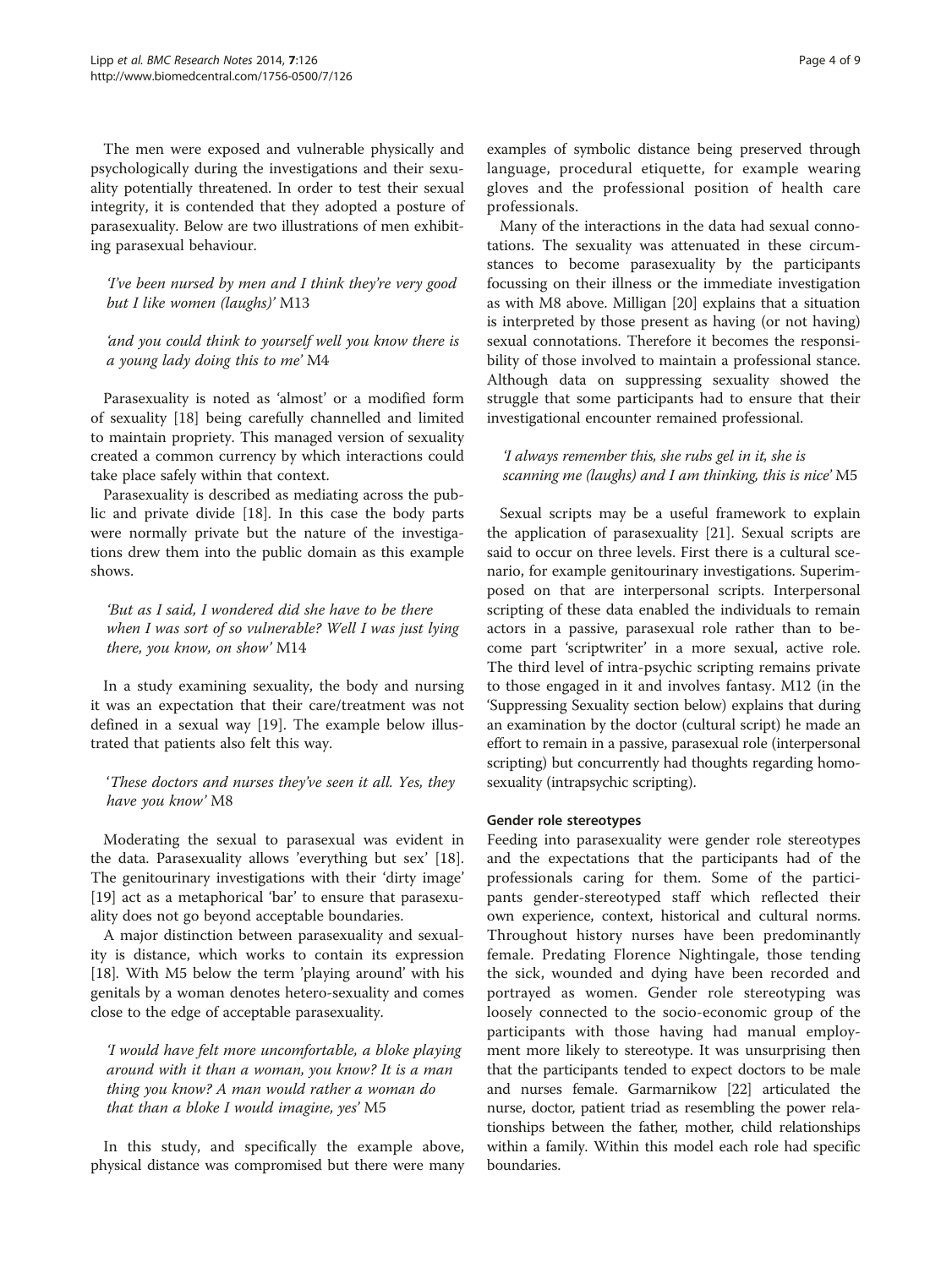The men were exposed and vulnerable physically and psychologically during the investigations and their sexuality potentially threatened. In order to test their sexual integrity, it is contended that they adopted a posture of parasexuality. Below are two illustrations of men exhibiting parasexual behaviour.

> *'I've been nursed by men and I think they're very good but I like women (laughs)'* M13

> *'and you could think to yourself well you know there is a young lady doing this to me'* M4

Parasexuality is noted as 'almost' or a modified form of sexuality [18] being carefully channelled and limited to maintain propriety. This managed version of sexuality created a common currency by which interactions could take place safely within that context.

Parasexuality is described as mediating across the public and private divide [18]. In this case the body parts were normally private but the nature of the investigations drew them into the public domain as this example shows.

> *'But as I said, I wondered did she have to be there when I was sort of so vulnerable? Well I was just lying there, you know, on show'* M14

In a study examining sexuality, the body and nursing it was an expectation that their care/treatment was not defined in a sexual way [19]. The example below illustrated that patients also felt this way.

> *'These doctors and nurses they've seen it all. Yes, they have you know'* M8

Moderating the sexual to parasexual was evident in the data. Parasexuality allows 'everything but sex' [18]. The genitourinary investigations with their 'dirty image' [19] act as a metaphorical 'bar' to ensure that parasexuality does not go beyond acceptable boundaries.

A major distinction between parasexuality and sexuality is distance, which works to contain its expression [18]. With M5 below the term 'playing around' with his genitals by a woman denotes hetero-sexuality and comes close to the edge of acceptable parasexuality.

> *'I would have felt more uncomfortable, a bloke playing around with it than a woman, you know? It is a man thing you know? A man would rather a woman do that than a bloke I would imagine, yes'* M5

In this study, and specifically the example above, physical distance was compromised but there were many examples of symbolic distance being preserved through language, procedural etiquette, for example wearing gloves and the professional position of health care professionals.

Many of the interactions in the data had sexual connotations. The sexuality was attenuated in these circumstances to become parasexuality by the participants focussing on their illness or the immediate investigation as with M8 above. Milligan [20] explains that a situation is interpreted by those present as having (or not having) sexual connotations. Therefore it becomes the responsibility of those involved to maintain a professional stance. Although data on suppressing sexuality showed the struggle that some participants had to ensure that their investigational encounter remained professional.

> *'I always remember this, she rubs gel in it, she is scanning me (laughs) and I am thinking, this is nice'* M5

Sexual scripts may be a useful framework to explain the application of parasexuality [21]. Sexual scripts are said to occur on three levels. First there is a cultural scenario, for example genitourinary investigations. Superimposed on that are interpersonal scripts. Interpersonal scripting of these data enabled the individuals to remain actors in a passive, parasexual role rather than to become part 'scriptwriter' in a more sexual, active role. The third level of intra-psychic scripting remains private to those engaged in it and involves fantasy. M12 (in the 'Suppressing Sexuality section below) explains that during an examination by the doctor (cultural script) he made an effort to remain in a passive, parasexual role (interpersonal scripting) but concurrently had thoughts regarding homosexuality (intrapsychic scripting).

#### Gender role stereotypes

Feeding into parasexuality were gender role stereotypes and the expectations that the participants had of the professionals caring for them. Some of the participants gender-stereotyped staff which reflected their own experience, context, historical and cultural norms. Throughout history nurses have been predominantly female. Predating Florence Nightingale, those tending the sick, wounded and dying have been recorded and portrayed as women. Gender role stereotyping was loosely connected to the socio-economic group of the participants with those having had manual employment more likely to stereotype. It was unsurprising then that the participants tended to expect doctors to be male and nurses female. Garmarnikow [22] articulated the nurse, doctor, patient triad as resembling the power relationships between the father, mother, child relationships within a family. Within this model each role had specific boundaries.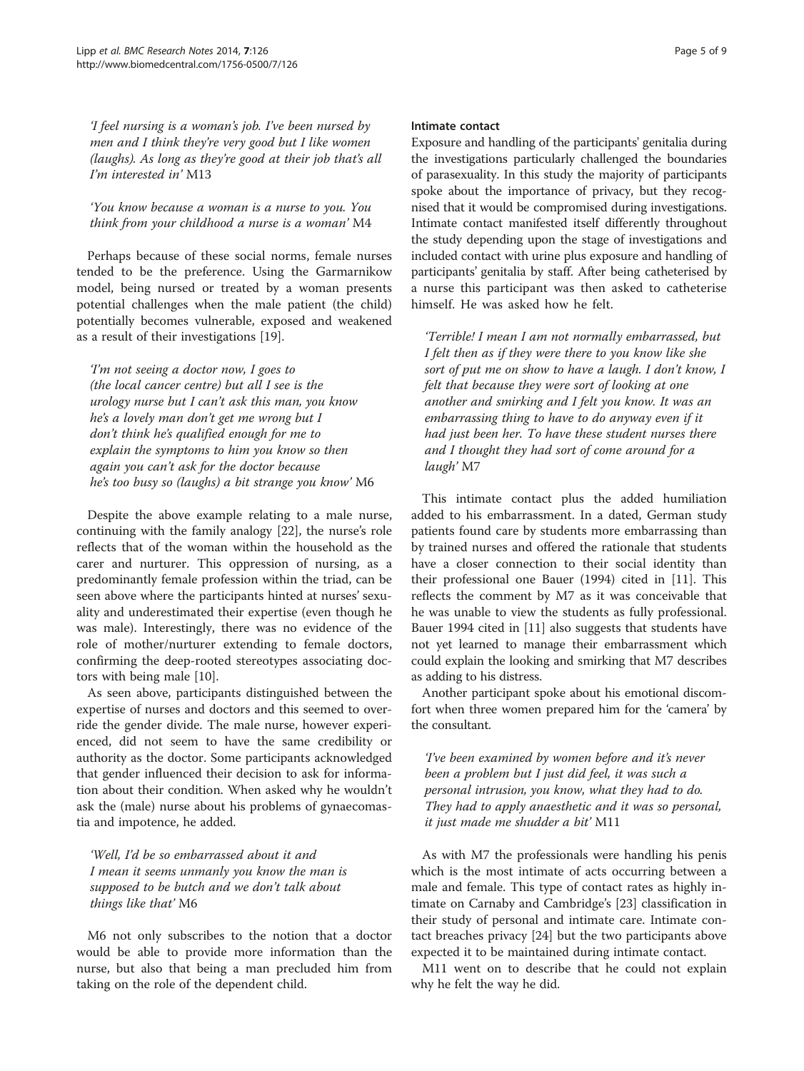*'I feel nursing is a woman's job. I've been nursed by men and I think they're very good but I like women (laughs). As long as they're good at their job that's all I'm interested in'* M13

*'You know because a woman is a nurse to you. You think from your childhood a nurse is a woman'* M4

Perhaps because of these social norms, female nurses tended to be the preference. Using the Garmarnikow model, being nursed or treated by a woman presents potential challenges when the male patient (the child) potentially becomes vulnerable, exposed and weakened as a result of their investigations [19].

*'I'm not seeing a doctor now, I goes to (the local cancer centre) but all I see is the urology nurse but I can't ask this man, you know he's a lovely man don't get me wrong but I don't think he's qualified enough for me to explain the symptoms to him you know so then again you can't ask for the doctor because he's too busy so (laughs) a bit strange you know'* M6

Despite the above example relating to a male nurse, continuing with the family analogy [22], the nurse's role reflects that of the woman within the household as the carer and nurturer. This oppression of nursing, as a predominantly female profession within the triad, can be seen above where the participants hinted at nurses' sexuality and underestimated their expertise (even though he was male). Interestingly, there was no evidence of the role of mother/nurturer extending to female doctors, confirming the deep-rooted stereotypes associating doctors with being male [10].

As seen above, participants distinguished between the expertise of nurses and doctors and this seemed to override the gender divide. The male nurse, however experienced, did not seem to have the same credibility or authority as the doctor. Some participants acknowledged that gender influenced their decision to ask for information about their condition. When asked why he wouldn't ask the (male) nurse about his problems of gynaecomastia and impotence, he added.

*'Well, I'd be so embarrassed about it and I mean it seems unmanly you know the man is supposed to be butch and we don't talk about things like that'* M6

M6 not only subscribes to the notion that a doctor would be able to provide more information than the nurse, but also that being a man precluded him from taking on the role of the dependent child.

#### Intimate contact

Exposure and handling of the participants' genitalia during the investigations particularly challenged the boundaries of parasexuality. In this study the majority of participants spoke about the importance of privacy, but they recognised that it would be compromised during investigations. Intimate contact manifested itself differently throughout the study depending upon the stage of investigations and included contact with urine plus exposure and handling of participants' genitalia by staff. After being catheterised by a nurse this participant was then asked to catheterise himself. He was asked how he felt.

*'Terrible! I mean I am not normally embarrassed, but I felt then as if they were there to you know like she sort of put me on show to have a laugh. I don't know, I felt that because they were sort of looking at one another and smirking and I felt you know. It was an embarrassing thing to have to do anyway even if it had just been her. To have these student nurses there and I thought they had sort of come around for a laugh'* M7

This intimate contact plus the added humiliation added to his embarrassment. In a dated, German study patients found care by students more embarrassing than by trained nurses and offered the rationale that students have a closer connection to their social identity than their professional one Bauer (1994) cited in [11]. This reflects the comment by M7 as it was conceivable that he was unable to view the students as fully professional. Bauer 1994 cited in [11] also suggests that students have not yet learned to manage their embarrassment which could explain the looking and smirking that M7 describes as adding to his distress.

Another participant spoke about his emotional discomfort when three women prepared him for the 'camera' by the consultant.

*'I've been examined by women before and it's never been a problem but I just did feel, it was such a personal intrusion, you know, what they had to do. They had to apply anaesthetic and it was so personal, it just made me shudder a bit'* M11

As with M7 the professionals were handling his penis which is the most intimate of acts occurring between a male and female. This type of contact rates as highly intimate on Carnaby and Cambridge's [23] classification in their study of personal and intimate care. Intimate contact breaches privacy [24] but the two participants above expected it to be maintained during intimate contact.

M11 went on to describe that he could not explain why he felt the way he did.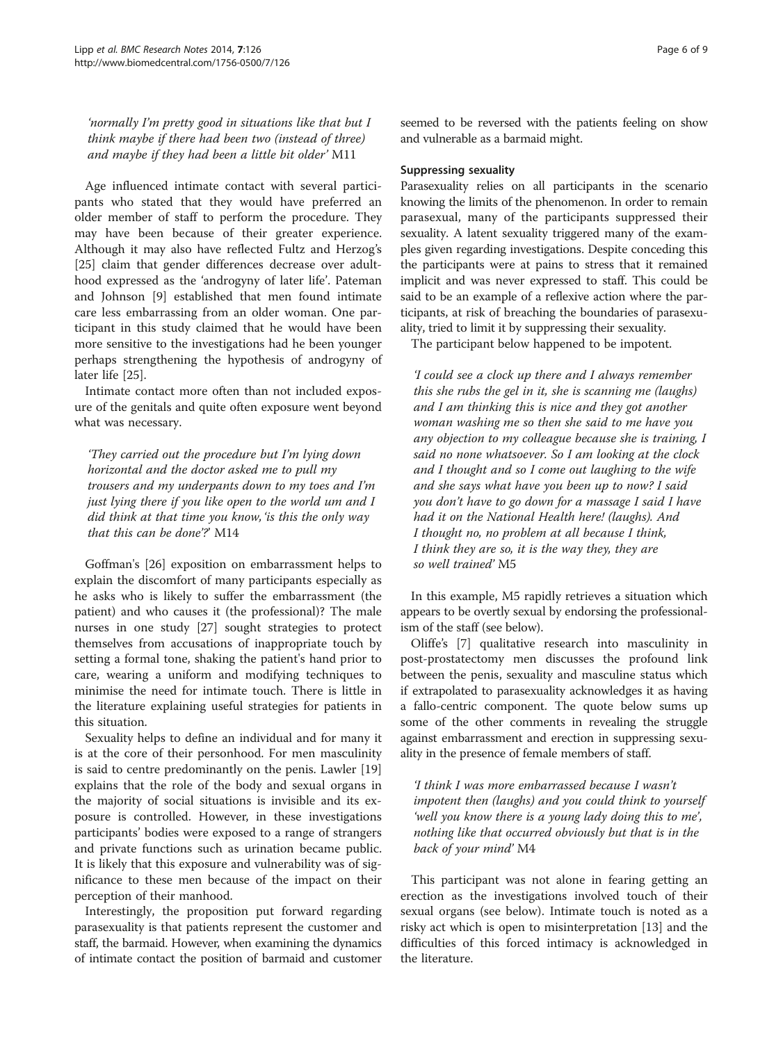*'normally I'm pretty good in situations like that but I think maybe if there had been two (instead of three) and maybe if they had been a little bit older'* M11

Age influenced intimate contact with several participants who stated that they would have preferred an older member of staff to perform the procedure. They may have been because of their greater experience. Although it may also have reflected Fultz and Herzog's [25] claim that gender differences decrease over adulthood expressed as the 'androgyny of later life'. Pateman and Johnson [9] established that men found intimate care less embarrassing from an older woman. One participant in this study claimed that he would have been more sensitive to the investigations had he been younger perhaps strengthening the hypothesis of androgyny of later life [25].

Intimate contact more often than not included exposure of the genitals and quite often exposure went beyond what was necessary.

*'They carried out the procedure but I'm lying down horizontal and the doctor asked me to pull my trousers and my underpants down to my toes and I'm just lying there if you like open to the world um and I did think at that time you know, 'is this the only way that this can be done'?'* M14

Goffman's [26] exposition on embarrassment helps to explain the discomfort of many participants especially as he asks who is likely to suffer the embarrassment (the patient) and who causes it (the professional)? The male nurses in one study [27] sought strategies to protect themselves from accusations of inappropriate touch by setting a formal tone, shaking the patient's hand prior to care, wearing a uniform and modifying techniques to minimise the need for intimate touch. There is little in the literature explaining useful strategies for patients in this situation.

Sexuality helps to define an individual and for many it is at the core of their personhood. For men masculinity is said to centre predominantly on the penis. Lawler [19] explains that the role of the body and sexual organs in the majority of social situations is invisible and its exposure is controlled. However, in these investigations participants' bodies were exposed to a range of strangers and private functions such as urination became public. It is likely that this exposure and vulnerability was of significance to these men because of the impact on their perception of their manhood.

Interestingly, the proposition put forward regarding parasexuality is that patients represent the customer and staff, the barmaid. However, when examining the dynamics of intimate contact the position of barmaid and customer seemed to be reversed with the patients feeling on show and vulnerable as a barmaid might.

#### Suppressing sexuality

Parasexuality relies on all participants in the scenario knowing the limits of the phenomenon. In order to remain parasexual, many of the participants suppressed their sexuality. A latent sexuality triggered many of the examples given regarding investigations. Despite conceding this the participants were at pains to stress that it remained implicit and was never expressed to staff. This could be said to be an example of a reflexive action where the participants, at risk of breaching the boundaries of parasexuality, tried to limit it by suppressing their sexuality.

The participant below happened to be impotent.

*'I could see a clock up there and I always remember this she rubs the gel in it, she is scanning me (laughs) and I am thinking this is nice and they got another woman washing me so then she said to me have you any objection to my colleague because she is training, I said no none whatsoever. So I am looking at the clock and I thought and so I come out laughing to the wife and she says what have you been up to now? I said you don't have to go down for a massage I said I have had it on the National Health here! (laughs). And I thought no, no problem at all because I think, I think they are so, it is the way they, they are so well trained'* M5

In this example, M5 rapidly retrieves a situation which appears to be overtly sexual by endorsing the professionalism of the staff (see below).

Oliffe's [7] qualitative research into masculinity in post-prostatectomy men discusses the profound link between the penis, sexuality and masculine status which if extrapolated to parasexuality acknowledges it as having a fallo-centric component. The quote below sums up some of the other comments in revealing the struggle against embarrassment and erection in suppressing sexuality in the presence of female members of staff.

*'I think I was more embarrassed because I wasn't impotent then (laughs) and you could think to yourself 'well you know there is a young lady doing this to me', nothing like that occurred obviously but that is in the back of your mind'* M4

This participant was not alone in fearing getting an erection as the investigations involved touch of their sexual organs (see below). Intimate touch is noted as a risky act which is open to misinterpretation [13] and the difficulties of this forced intimacy is acknowledged in the literature.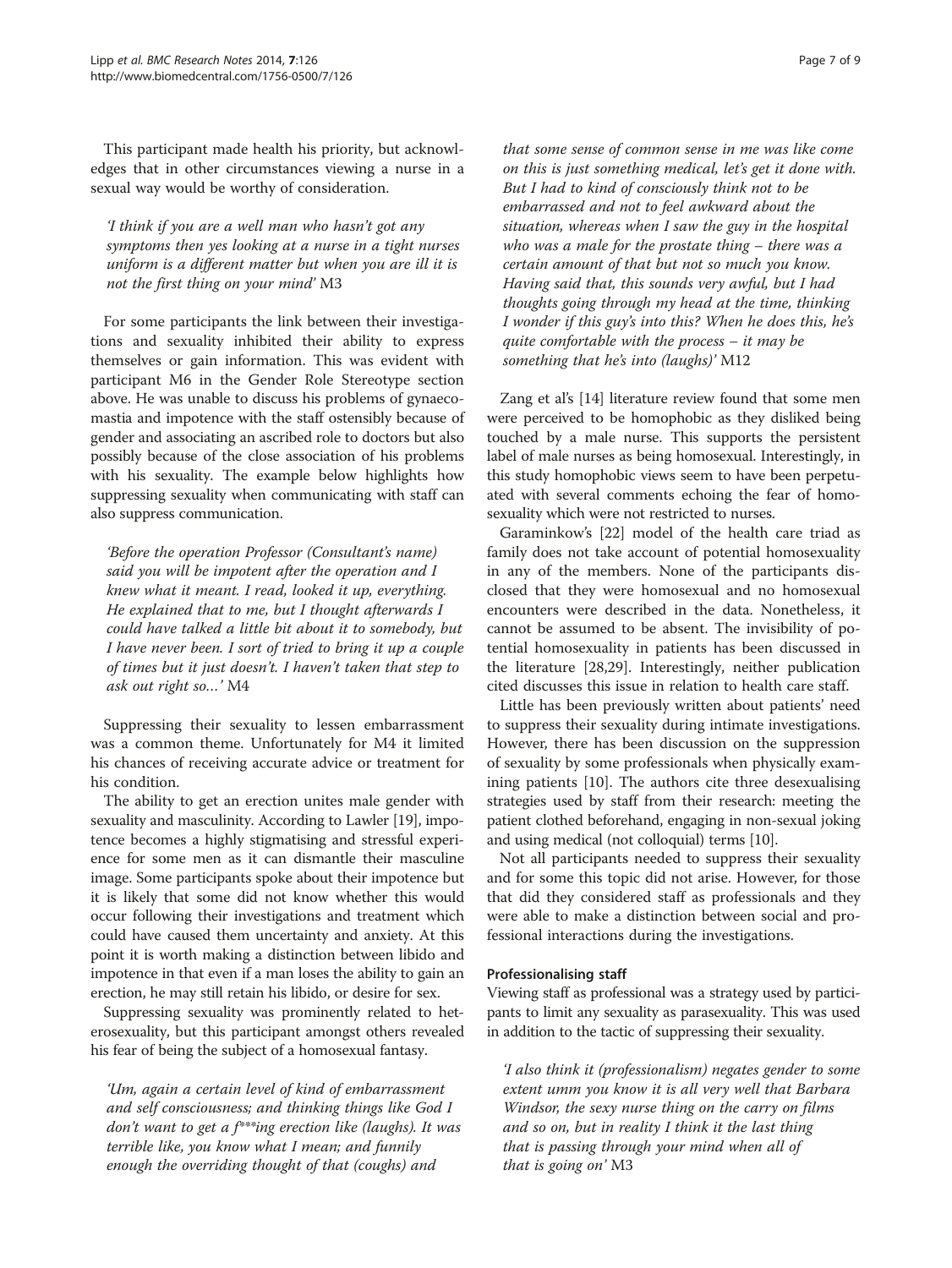This participant made health his priority, but acknowledges that in other circumstances viewing a nurse in a sexual way would be worthy of consideration.

> *'I think if you are a well man who hasn't got any symptoms then yes looking at a nurse in a tight nurses uniform is a different matter but when you are ill it is not the first thing on your mind'* M3

For some participants the link between their investigations and sexuality inhibited their ability to express themselves or gain information. This was evident with participant M6 in the Gender Role Stereotype section above. He was unable to discuss his problems of gynaecomastia and impotence with the staff ostensibly because of gender and associating an ascribed role to doctors but also possibly because of the close association of his problems with his sexuality. The example below highlights how suppressing sexuality when communicating with staff can also suppress communication.

> *'Before the operation Professor (Consultant's name) said you will be impotent after the operation and I knew what it meant. I read, looked it up, everything. He explained that to me, but I thought afterwards I could have talked a little bit about it to somebody, but I have never been. I sort of tried to bring it up a couple of times but it just doesn't. I haven't taken that step to ask out right so…'* M4

Suppressing their sexuality to lessen embarrassment was a common theme. Unfortunately for M4 it limited his chances of receiving accurate advice or treatment for his condition.

The ability to get an erection unites male gender with sexuality and masculinity. According to Lawler [19], impotence becomes a highly stigmatising and stressful experience for some men as it can dismantle their masculine image. Some participants spoke about their impotence but it is likely that some did not know whether this would occur following their investigations and treatment which could have caused them uncertainty and anxiety. At this point it is worth making a distinction between libido and impotence in that even if a man loses the ability to gain an erection, he may still retain his libido, or desire for sex.

Suppressing sexuality was prominently related to heterosexuality, but this participant amongst others revealed his fear of being the subject of a homosexual fantasy.

> *'Um, again a certain level of kind of embarrassment and self consciousness; and thinking things like God I don't want to get a f\*\*\*ing erection like (laughs). It was terrible like, you know what I mean; and funnily enough the overriding thought of that (coughs) and that some sense of common sense in me was like come on this is just something medical, let's get it done with. But I had to kind of consciously think not to be embarrassed and not to feel awkward about the situation, whereas when I saw the guy in the hospital who was a male for the prostate thing – there was a certain amount of that but not so much you know. Having said that, this sounds very awful, but I had thoughts going through my head at the time, thinking I wonder if this guy's into this? When he does this, he's quite comfortable with the process – it may be something that he's into (laughs)'* M12

Zang et al's [14] literature review found that some men were perceived to be homophobic as they disliked being touched by a male nurse. This supports the persistent label of male nurses as being homosexual. Interestingly, in this study homophobic views seem to have been perpetuated with several comments echoing the fear of homosexuality which were not restricted to nurses.

Garaminkow's [22] model of the health care triad as family does not take account of potential homosexuality in any of the members. None of the participants disclosed that they were homosexual and no homosexual encounters were described in the data. Nonetheless, it cannot be assumed to be absent. The invisibility of potential homosexuality in patients has been discussed in the literature [28,29]. Interestingly, neither publication cited discusses this issue in relation to health care staff.

Little has been previously written about patients' need to suppress their sexuality during intimate investigations. However, there has been discussion on the suppression of sexuality by some professionals when physically examining patients [10]. The authors cite three desexualising strategies used by staff from their research: meeting the patient clothed beforehand, engaging in non-sexual joking and using medical (not colloquial) terms [10].

Not all participants needed to suppress their sexuality and for some this topic did not arise. However, for those that did they considered staff as professionals and they were able to make a distinction between social and professional interactions during the investigations.

#### Professionalising staff

Viewing staff as professional was a strategy used by participants to limit any sexuality as parasexuality. This was used in addition to the tactic of suppressing their sexuality.

> *'I also think it (professionalism) negates gender to some extent umm you know it is all very well that Barbara Windsor, the sexy nurse thing on the carry on films and so on, but in reality I think it the last thing that is passing through your mind when all of that is going on'* M3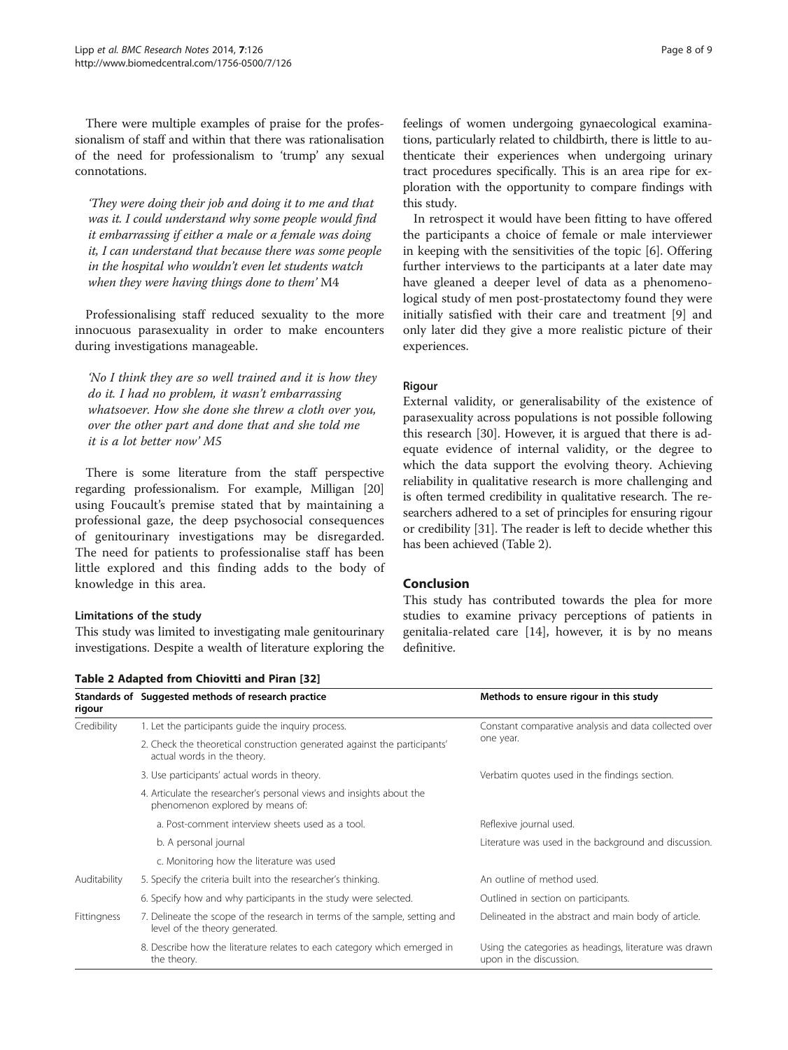There were multiple examples of praise for the professionalism of staff and within that there was rationalisation of the need for professionalism to 'trump' any sexual connotations.

> *'They were doing their job and doing it to me and that was it. I could understand why some people would find it embarrassing if either a male or a female was doing it, I can understand that because there was some people in the hospital who wouldn't even let students watch when they were having things done to them'* M4

Professionalising staff reduced sexuality to the more innocuous parasexuality in order to make encounters during investigations manageable.

> *'No I think they are so well trained and it is how they do it. I had no problem, it wasn't embarrassing whatsoever. How she done she threw a cloth over you, over the other part and done that and she told me it is a lot better now'* M5

There is some literature from the staff perspective regarding professionalism. For example, Milligan [20] using Foucault's premise stated that by maintaining a professional gaze, the deep psychosocial consequences of genitourinary investigations may be disregarded. The need for patients to professionalise staff has been little explored and this finding adds to the body of knowledge in this area.

### Limitations of the study

This study was limited to investigating male genitourinary investigations. Despite a wealth of literature exploring the feelings of women undergoing gynaecological examinations, particularly related to childbirth, there is little to authenticate their experiences when undergoing urinary tract procedures specifically. This is an area ripe for exploration with the opportunity to compare findings with this study.

In retrospect it would have been fitting to have offered the participants a choice of female or male interviewer in keeping with the sensitivities of the topic [6]. Offering further interviews to the participants at a later date may have gleaned a deeper level of data as a phenomenological study of men post-prostatectomy found they were initially satisfied with their care and treatment [9] and only later did they give a more realistic picture of their experiences.

### Rigour

External validity, or generalisability of the existence of parasexuality across populations is not possible following this research [30]. However, it is argued that there is adequate evidence of internal validity, or the degree to which the data support the evolving theory. Achieving reliability in qualitative research is more challenging and is often termed credibility in qualitative research. The researchers adhered to a set of principles for ensuring rigour or credibility [31]. The reader is left to decide whether this has been achieved (Table 2).

## Conclusion

This study has contributed towards the plea for more studies to examine privacy perceptions of patients in genitalia-related care [14], however, it is by no means definitive.

**Table 2 Adapted from Chiovitti and Piran [32]**

| Standards of rigour | Suggested methods of research practice | Methods to ensure rigour in this study |
|---|---|---|
| Credibility | 1. Let the participants guide the inquiry process. | Constant comparative analysis and data collected over one year. |
| | 2. Check the theoretical construction generated against the participants' actual words in the theory. | |
| | 3. Use participants' actual words in theory. | Verbatim quotes used in the findings section. |
| | 4. Articulate the researcher's personal views and insights about the phenomenon explored by means of: | |
| | a. Post-comment interview sheets used as a tool. | Reflexive journal used. |
| | b. A personal journal | Literature was used in the background and discussion. |
| | c. Monitoring how the literature was used | |
| Auditability | 5. Specify the criteria built into the researcher's thinking. | An outline of method used. |
| | 6. Specify how and why participants in the study were selected. | Outlined in section on participants. |
| Fittingness | 7. Delineate the scope of the research in terms of the sample, setting and level of the theory generated. | Delineated in the abstract and main body of article. |
| | 8. Describe how the literature relates to each category which emerged in the theory. | Using the categories as headings, literature was drawn upon in the discussion. |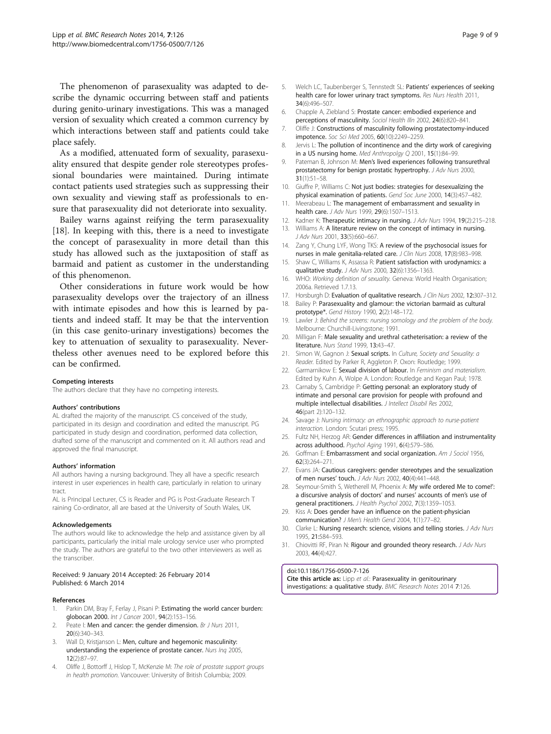The phenomenon of parasexuality was adapted to describe the dynamic occurring between staff and patients during genito-urinary investigations. This was a managed version of sexuality which created a common currency by which interactions between staff and patients could take place safely.

As a modified, attenuated form of sexuality, parasexuality ensured that despite gender role stereotypes professional boundaries were maintained. During intimate contact patients used strategies such as suppressing their own sexuality and viewing staff as professionals to ensure that parasexuality did not deteriorate into sexuality.

Bailey warns against reifying the term parasexuality [18]. In keeping with this, there is a need to investigate the concept of parasexuality in more detail than this study has allowed such as the juxtaposition of staff as barmaid and patient as customer in the understanding of this phenomenon.

Other considerations in future work would be how parasexuality develops over the trajectory of an illness with intimate episodes and how this is learned by patients and indeed staff. It may be that the intervention (in this case genito-urinary investigations) becomes the key to attenuation of sexuality to parasexuality. Nevertheless other avenues need to be explored before this can be confirmed.

#### Competing interests

The authors declare that they have no competing interests.

#### Authors' contributions

AL drafted the majority of the manuscript. CS conceived of the study, participated in its design and coordination and edited the manuscript. PG participated in study design and coordination, performed data collection, drafted some of the manuscript and commented on it. All authors read and approved the final manuscript.

#### Authors' information

All authors having a nursing background. They all have a specific research interest in user experiences in health care, particularly in relation to urinary tract.

AL is Principal Lecturer, CS is Reader and PG is Post-Graduate Research T raining Co-ordinator, all are based at the University of South Wales, UK.

#### Acknowledgements

The authors would like to acknowledge the help and assistance given by all participants, particularly the initial male urology service user who prompted the study. The authors are grateful to the two other interviewers as well as the transcriber.

Received: 9 January 2014 Accepted: 26 February 2014
Published: 6 March 2014

#### References

1. Parkin DM, Bray F, Ferlay J, Pisani P: **Estimating the world cancer burden: globocan 2000.** *Int J Cancer* 2001, **94**(2):153–156.
2. Peate I: **Men and cancer: the gender dimension.** *Br J Nurs* 2011, **20**(6):340–343.
3. Wall D, Kristjanson L: **Men, culture and hegemonic masculinity: understanding the experience of prostate cancer.** *Nurs Inq* 2005, **12**(2):87–97.
4. Oliffe J, Bottorff J, Hislop T, McKenzie M: *The role of prostate support groups in health promotion.* Vancouver: University of British Columbia; 2009.
5. Welch LC, Taubenberger S, Tennstedt SL: **Patients' experiences of seeking health care for lower urinary tract symptoms.** *Res Nurs Health* 2011, **34**(6):496–507.
6. Chapple A, Ziebland S: **Prostate cancer: embodied experience and perceptions of masculinity.** *Sociol Health Illn* 2002, **24**(6):820–841.
7. Oliffe J: **Constructions of masculinity following prostatectomy-induced impotence.** *Soc Sci Med* 2005, **60**(10):2249–2259.
8. Jervis L: **The pollution of incontinence and the dirty work of caregiving in a US nursing home.** *Med Anthropolgy Q* 2001, **15**(1):84–99.
9. Pateman B, Johnson M: **Men's lived experiences following transurethral prostatectomy for benign prostatic hypertrophy.** *J Adv Nurs* 2000, **31**(1):51–58.
10. Giuffre P, Williams C: **Not just bodies: strategies for desexualizing the physical examination of patients.** *Gend Soc June* 2000, **14**(3):457–482.
11. Meerabeau L: **The management of embarrassment and sexuality in health care.** *J Adv Nurs* 1999, **29**(6):1507–1513.
12. Kadner K: **Therapeutic intimacy in nursing.** *J Adv Nurs* 1994, **19**(2):215–218.
13. Williams A: **A literature review on the concept of intimacy in nursing.** *J Adv Nurs* 2001, **33**(5):660–667.
14. Zang Y, Chung LYF, Wong TKS: **A review of the psychosocial issues for nurses in male genitalia-related care.** *J Clin Nurs* 2008, **17**(8):983–998.
15. Shaw C, Williams K, Assassa R: **Patient satisfaction with urodynamics: a qualitative study.** *J Adv Nurs* 2000, **32**(6):1356–1363.
16. WHO: *Working definition of sexuality.* Geneva: World Health Organisation; 2006a. Retrieved 1.7.13.
17. Horsburgh D: **Evaluation of qualitative research.** *J Clin Nurs* 2002, **12**:307–312.
18. Bailey P: **Parasexuality and glamour: the victorian barmaid as cultural prototype\*.** *Gend History* 1990, **2**(2):148–172.
19. Lawler J: *Behind the screens: nursing somology and the problem of the body.* Melbourne: Churchill-Livingstone; 1991.
20. Milligan F: **Male sexuality and urethral catheterisation: a review of the literature.** *Nurs Stand* 1999, **13**:43–47.
21. Simon W, Gagnon J: **Sexual scripts.** In *Culture, Society and Sexuality: a Reader.* Edited by Parker R, Aggleton P. Oxon: Routledge; 1999.
22. Garmarnikow E: **Sexual division of labour.** In *Feminism and materialism.* Edited by Kuhn A, Wolpe A. London: Routledge and Kegan Paul; 1978.
23. Carnaby S, Cambridge P: **Getting personal: an exploratory study of intimate and personal care provision for people with profound and multiple intellectual disabilities.** *J Intellect Disabil Res* 2002, **46**(part 2):120–132.
24. Savage J: *Nursing intimacy: an ethnographic approach to nurse-patient interaction.* London: Scutari press; 1995.
25. Fultz NH, Herzog AR: **Gender differences in affiliation and instrumentality across adulthood.** *Psychol Aging* 1991, **6**(4):579–586.
26. Goffman E: **Embarrassment and social organization.** *Am J Sociol* 1956, **62**(3):264–271.
27. Evans JA: **Cautious caregivers: gender stereotypes and the sexualization of men nurses' touch.** *J Adv Nurs* 2002, **40**(4):441–448.
28. Seymour-Smith S, Wetherell M, Phoenix A: **My wife ordered Me to come!': a discursive analysis of doctors' and nurses' accounts of men's use of general practitioners.** *J Health Psychol* 2002, **7**(3):1359–1053.
29. Kiss A: **Does gender have an influence on the patient-physician communication?** *J Men's Health Gend* 2004, **1**(1):77–82.
30. Clarke L: **Nursing research: science, visions and telling stories.** *J Adv Nurs* 1995, **21**:584–593.
31. Chiovitti RF, Piran N: **Rigour and grounded theory research.** *J Adv Nurs* 2003, **44**(4):427.

doi:10.1186/1756-0500-7-126
**Cite this article as:** Lipp *et al.*: Parasexuality in genitourinary investigations: a qualitative study. *BMC Research Notes* 2014 **7**:126.